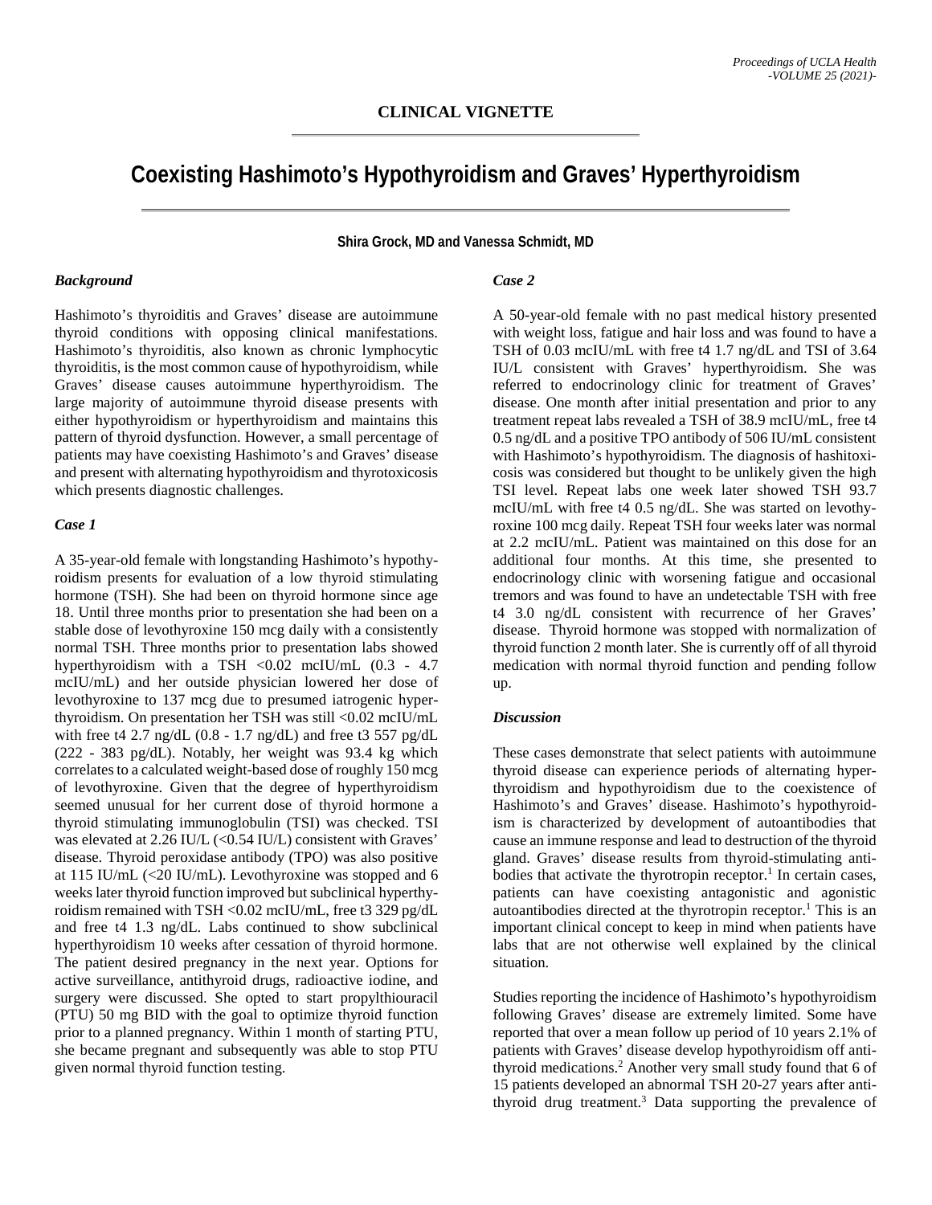**CLINICAL VIGNETTE**

# Coexisting Hashimoto's Hypothyroidism and Graves' Hyperthyroidism

**Shira Grock, MD and Vanessa Schmidt, MD**

### *Background*

Hashimoto's thyroiditis and Graves' disease are autoimmune thyroid conditions with opposing clinical manifestations. Hashimoto's thyroiditis, also known as chronic lymphocytic thyroiditis, is the most common cause of hypothyroidism, while Graves' disease causes autoimmune hyperthyroidism. The large majority of autoimmune thyroid disease presents with either hypothyroidism or hyperthyroidism and maintains this pattern of thyroid dysfunction. However, a small percentage of patients may have coexisting Hashimoto's and Graves' disease and present with alternating hypothyroidism and thyrotoxicosis which presents diagnostic challenges.

### *Case 1*

A 35-year-old female with longstanding Hashimoto's hypothyroidism presents for evaluation of a low thyroid stimulating hormone (TSH). She had been on thyroid hormone since age 18. Until three months prior to presentation she had been on a stable dose of levothyroxine 150 mcg daily with a consistently normal TSH. Three months prior to presentation labs showed hyperthyroidism with a TSH <0.02 mcIU/mL (0.3 - 4.7 mcIU/mL) and her outside physician lowered her dose of levothyroxine to 137 mcg due to presumed iatrogenic hyperthyroidism. On presentation her TSH was still <0.02 mcIU/mL with free t4 2.7 ng/dL (0.8 - 1.7 ng/dL) and free t3 557 pg/dL (222 - 383 pg/dL). Notably, her weight was 93.4 kg which correlates to a calculated weight-based dose of roughly 150 mcg of levothyroxine. Given that the degree of hyperthyroidism seemed unusual for her current dose of thyroid hormone a thyroid stimulating immunoglobulin (TSI) was checked. TSI was elevated at 2.26 IU/L (<0.54 IU/L) consistent with Graves' disease. Thyroid peroxidase antibody (TPO) was also positive at 115 IU/mL (<20 IU/mL). Levothyroxine was stopped and 6 weeks later thyroid function improved but subclinical hyperthyroidism remained with TSH <0.02 mcIU/mL, free t3 329 pg/dL and free t4 1.3 ng/dL. Labs continued to show subclinical hyperthyroidism 10 weeks after cessation of thyroid hormone. The patient desired pregnancy in the next year. Options for active surveillance, antithyroid drugs, radioactive iodine, and surgery were discussed. She opted to start propylthiouracil (PTU) 50 mg BID with the goal to optimize thyroid function prior to a planned pregnancy. Within 1 month of starting PTU, she became pregnant and subsequently was able to stop PTU given normal thyroid function testing.

### *Case 2*

A 50-year-old female with no past medical history presented with weight loss, fatigue and hair loss and was found to have a TSH of 0.03 mcIU/mL with free t4 1.7 ng/dL and TSI of 3.64 IU/L consistent with Graves' hyperthyroidism. She was referred to endocrinology clinic for treatment of Graves' disease. One month after initial presentation and prior to any treatment repeat labs revealed a TSH of 38.9 mcIU/mL, free t4 0.5 ng/dL and a positive TPO antibody of 506 IU/mL consistent with Hashimoto's hypothyroidism. The diagnosis of hashitoxicosis was considered but thought to be unlikely given the high TSI level. Repeat labs one week later showed TSH 93.7 mcIU/mL with free t4 0.5 ng/dL. She was started on levothyroxine 100 mcg daily. Repeat TSH four weeks later was normal at 2.2 mcIU/mL. Patient was maintained on this dose for an additional four months. At this time, she presented to endocrinology clinic with worsening fatigue and occasional tremors and was found to have an undetectable TSH with free t4 3.0 ng/dL consistent with recurrence of her Graves' disease. Thyroid hormone was stopped with normalization of thyroid function 2 month later. She is currently off of all thyroid medication with normal thyroid function and pending follow up.

### *Discussion*

These cases demonstrate that select patients with autoimmune thyroid disease can experience periods of alternating hyperthyroidism and hypothyroidism due to the coexistence of Hashimoto's and Graves' disease. Hashimoto's hypothyroidism is characterized by development of autoantibodies that cause an immune response and lead to destruction of the thyroid gland. Graves' disease results from thyroid-stimulating antibodies that activate the thyrotropin receptor.[1] In certain cases, patients can have coexisting antagonistic and agonistic autoantibodies directed at the thyrotropin receptor.[1] This is an important clinical concept to keep in mind when patients have labs that are not otherwise well explained by the clinical situation.

Studies reporting the incidence of Hashimoto's hypothyroidism following Graves' disease are extremely limited. Some have reported that over a mean follow up period of 10 years 2.1% of patients with Graves' disease develop hypothyroidism off antithyroid medications.[2] Another very small study found that 6 of 15 patients developed an abnormal TSH 20-27 years after antithyroid drug treatment.[3] Data supporting the prevalence of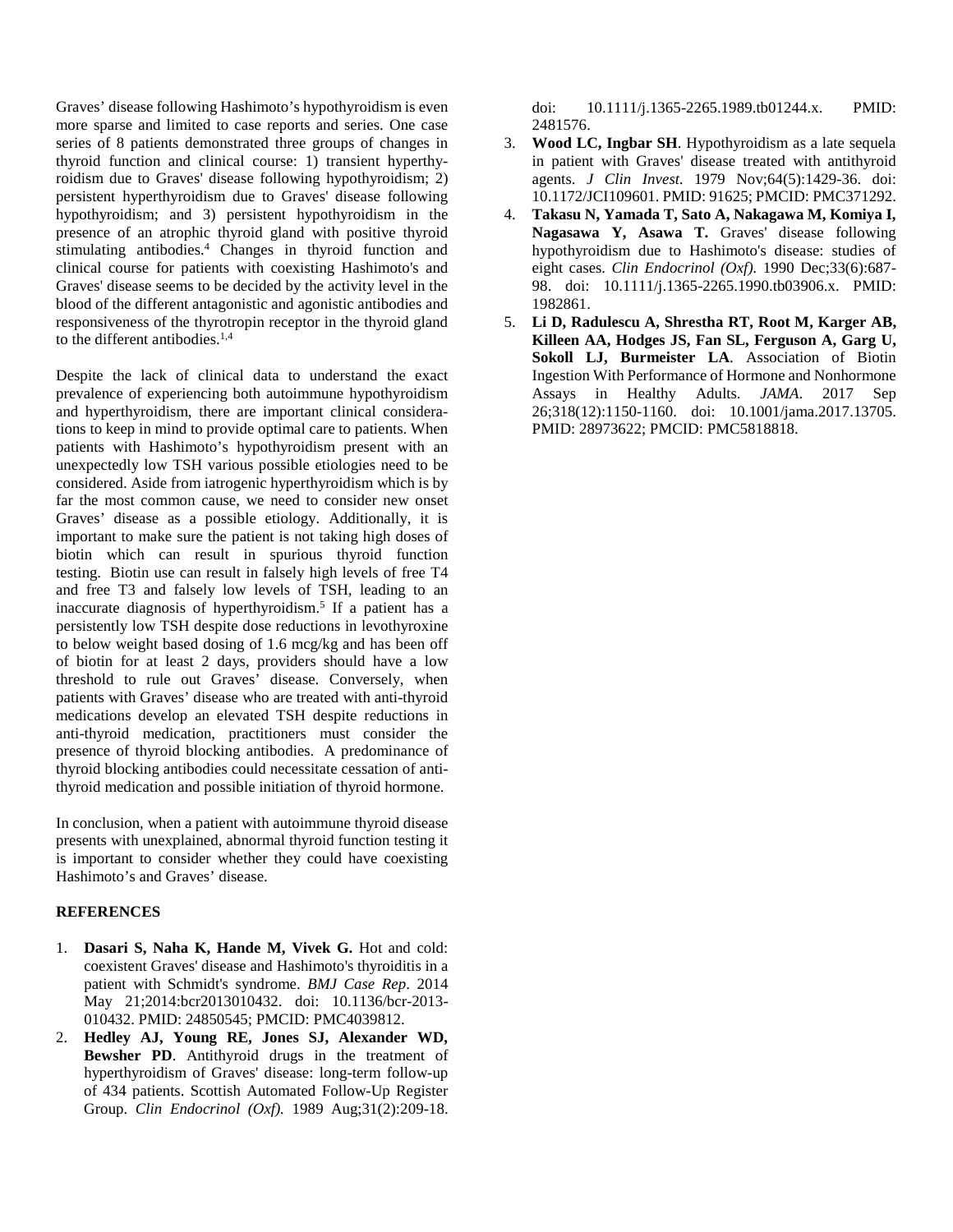Graves' disease following Hashimoto's hypothyroidism is even more sparse and limited to case reports and series. One case series of 8 patients demonstrated three groups of changes in thyroid function and clinical course: 1) transient hyperthyroidism due to Graves' disease following hypothyroidism; 2) persistent hyperthyroidism due to Graves' disease following hypothyroidism; and 3) persistent hypothyroidism in the presence of an atrophic thyroid gland with positive thyroid stimulating antibodies.[4] Changes in thyroid function and clinical course for patients with coexisting Hashimoto's and Graves' disease seems to be decided by the activity level in the blood of the different antagonistic and agonistic antibodies and responsiveness of the thyrotropin receptor in the thyroid gland to the different antibodies.[1,4]

Despite the lack of clinical data to understand the exact prevalence of experiencing both autoimmune hypothyroidism and hyperthyroidism, there are important clinical considerations to keep in mind to provide optimal care to patients. When patients with Hashimoto's hypothyroidism present with an unexpectedly low TSH various possible etiologies need to be considered. Aside from iatrogenic hyperthyroidism which is by far the most common cause, we need to consider new onset Graves' disease as a possible etiology. Additionally, it is important to make sure the patient is not taking high doses of biotin which can result in spurious thyroid function testing. Biotin use can result in falsely high levels of free T4 and free T3 and falsely low levels of TSH, leading to an inaccurate diagnosis of hyperthyroidism.[5] If a patient has a persistently low TSH despite dose reductions in levothyroxine to below weight based dosing of 1.6 mcg/kg and has been off of biotin for at least 2 days, providers should have a low threshold to rule out Graves' disease. Conversely, when patients with Graves' disease who are treated with anti-thyroid medications develop an elevated TSH despite reductions in anti-thyroid medication, practitioners must consider the presence of thyroid blocking antibodies. A predominance of thyroid blocking antibodies could necessitate cessation of anti-thyroid medication and possible initiation of thyroid hormone.

In conclusion, when a patient with autoimmune thyroid disease presents with unexplained, abnormal thyroid function testing it is important to consider whether they could have coexisting Hashimoto's and Graves' disease.

## REFERENCES

1. **Dasari S, Naha K, Hande M, Vivek G.** Hot and cold: coexistent Graves' disease and Hashimoto's thyroiditis in a patient with Schmidt's syndrome. *BMJ Case Rep*. 2014 May 21;2014:bcr2013010432. doi: 10.1136/bcr-2013-010432. PMID: 24850545; PMCID: PMC4039812.
2. **Hedley AJ, Young RE, Jones SJ, Alexander WD, Bewsher PD**. Antithyroid drugs in the treatment of hyperthyroidism of Graves' disease: long-term follow-up of 434 patients. Scottish Automated Follow-Up Register Group. *Clin Endocrinol (Oxf).* 1989 Aug;31(2):209-18. doi: 10.1111/j.1365-2265.1989.tb01244.x. PMID: 2481576.
3. **Wood LC, Ingbar SH**. Hypothyroidism as a late sequela in patient with Graves' disease treated with antithyroid agents. *J Clin Invest.* 1979 Nov;64(5):1429-36. doi: 10.1172/JCI109601. PMID: 91625; PMCID: PMC371292.
4. **Takasu N, Yamada T, Sato A, Nakagawa M, Komiya I, Nagasawa Y, Asawa T.** Graves' disease following hypothyroidism due to Hashimoto's disease: studies of eight cases. *Clin Endocrinol (Oxf).* 1990 Dec;33(6):687-98. doi: 10.1111/j.1365-2265.1990.tb03906.x. PMID: 1982861.
5. **Li D, Radulescu A, Shrestha RT, Root M, Karger AB, Killeen AA, Hodges JS, Fan SL, Ferguson A, Garg U, Sokoll LJ, Burmeister LA**. Association of Biotin Ingestion With Performance of Hormone and Nonhormone Assays in Healthy Adults. *JAMA.* 2017 Sep 26;318(12):1150-1160. doi: 10.1001/jama.2017.13705. PMID: 28973622; PMCID: PMC5818818.